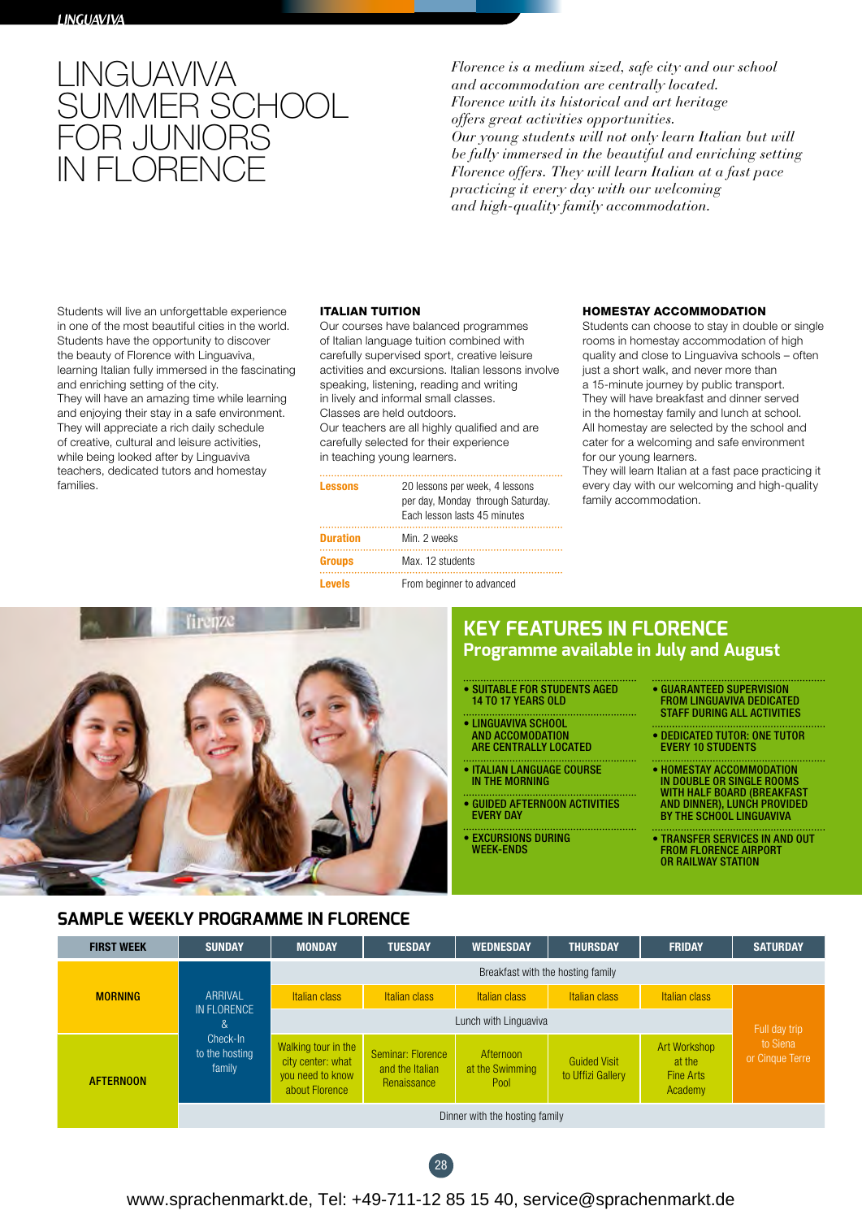# LINGUAVIVA SUMMER SCHOOL FOR JUNIORS IN FLORENCE

*Florence is a medium sized, safe city and our school and accommodation are centrally located. Florence with its historical and art heritage offers great activities opportunities. Our young students will not only learn Italian but will be fully immersed in the beautiful and enriching setting Florence offers. They will learn Italian at a fast pace practicing it every day with our welcoming and high-quality family accommodation.*

Students will live an unforgettable experience in one of the most beautiful cities in the world. Students have the opportunity to discover the beauty of Florence with Linguaviva, learning Italian fully immersed in the fascinating and enriching setting of the city.
They will have an amazing time while learning and enjoying their stay in a safe environment. They will appreciate a rich daily schedule of creative, cultural and leisure activities, while being looked after by Linguaviva teachers, dedicated tutors and homestay families.

### ITALIAN TUITION

Our courses have balanced programmes of Italian language tuition combined with carefully supervised sport, creative leisure activities and excursions. Italian lessons involve speaking, listening, reading and writing in lively and informal small classes.
Classes are held outdoors.
Our teachers are all highly qualified and are carefully selected for their experience in teaching young learners.

| | |
|---|---|
| **Lessons** | 20 lessons per week, 4 lessons per day, Monday through Saturday. Each lesson lasts 45 minutes |
| **Duration** | Min. 2 weeks |
| **Groups** | Max. 12 students |
| **Levels** | From beginner to advanced |

### HOMESTAY ACCOMMODATION

Students can choose to stay in double or single rooms in homestay accommodation of high quality and close to Linguaviva schools – often just a short walk, and never more than a 15-minute journey by public transport.
They will have breakfast and dinner served in the homestay family and lunch at school.
All homestay are selected by the school and cater for a welcoming and safe environment for our young learners.
They will learn Italian at a fast pace practicing it every day with our welcoming and high-quality family accommodation.

## KEY FEATURES IN FLORENCE

### Programme available in July and August

- SUITABLE FOR STUDENTS AGED 14 TO 17 YEARS OLD
- LINGUAVIVA SCHOOL AND ACCOMODATION ARE CENTRALLY LOCATED
- ITALIAN LANGUAGE COURSE IN THE MORNING
- GUIDED AFTERNOON ACTIVITIES EVERY DAY
- EXCURSIONS DURING WEEK-ENDS
- GUARANTEED SUPERVISION FROM LINGUAVIVA DEDICATED STAFF DURING ALL ACTIVITIES
- DEDICATED TUTOR: ONE TUTOR EVERY 10 STUDENTS
- HOMESTAY ACCOMMODATION IN DOUBLE OR SINGLE ROOMS WITH HALF BOARD (BREAKFAST AND DINNER), LUNCH PROVIDED BY THE SCHOOL LINGUAVIVA
- TRANSFER SERVICES IN AND OUT FROM FLORENCE AIRPORT OR RAILWAY STATION

## SAMPLE WEEKLY PROGRAMME IN FLORENCE

| FIRST WEEK | SUNDAY | MONDAY | TUESDAY | WEDNESDAY | THURSDAY | FRIDAY | SATURDAY |
|---|---|---|---|---|---|---|---|
| MORNING | ARRIVAL IN FLORENCE & Check-In to the hosting family | Breakfast with the hosting family | | | | | |
| | | Italian class | Italian class | Italian class | Italian class | Italian class | Full day trip to Siena or Cinque Terre |
| | | Lunch with Linguaviva | | | | | |
| AFTERNOON | | Walking tour in the city center: what you need to know about Florence | Seminar: Florence and the Italian Renaissance | Afternoon at the Swimming Pool | Guided Visit to Uffizi Gallery | Art Workshop at the Fine Arts Academy | |
| | Dinner with the hosting family | | | | | | |

www.sprachenmarkt.de, Tel: +49-711-12 85 15 40, service@sprachenmarkt.de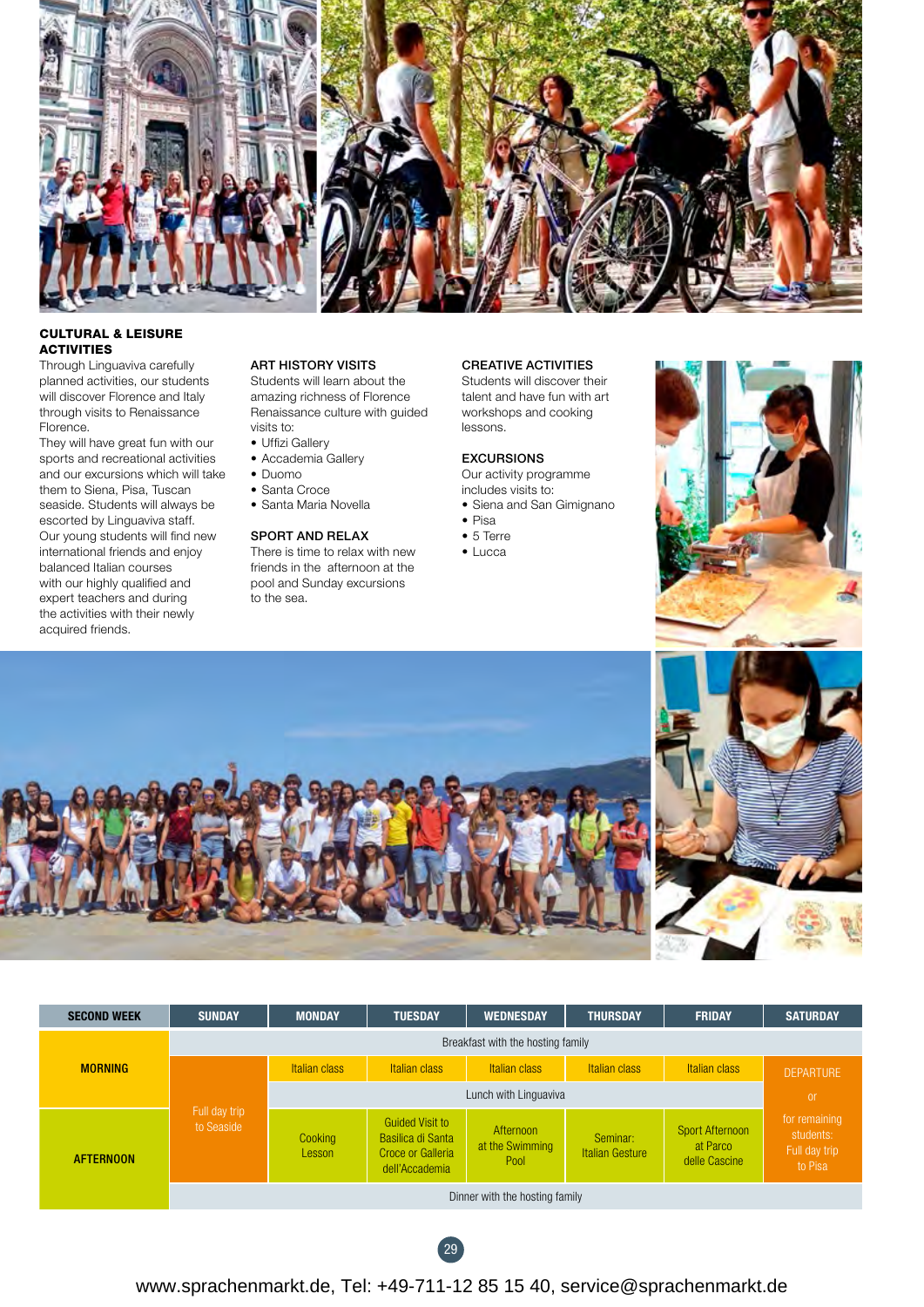## CULTURAL & LEISURE ACTIVITIES

Through Linguaviva carefully planned activities, our students will discover Florence and Italy through visits to Renaissance Florence.

They will have great fun with our sports and recreational activities and our excursions which will take them to Siena, Pisa, Tuscan seaside. Students will always be escorted by Linguaviva staff.

Our young students will find new international friends and enjoy balanced Italian courses with our highly qualified and expert teachers and during the activities with their newly acquired friends.

### ART HISTORY VISITS

Students will learn about the amazing richness of Florence Renaissance culture with guided visits to:

- Uffizi Gallery
- Accademia Gallery
- Duomo
- Santa Croce
- Santa Maria Novella

### SPORT AND RELAX

There is time to relax with new friends in the afternoon at the pool and Sunday excursions to the sea.

### CREATIVE ACTIVITIES

Students will discover their talent and have fun with art workshops and cooking lessons.

### EXCURSIONS

Our activity programme includes visits to:

- Siena and San Gimignano
- Pisa
- 5 Terre
- Lucca

| SECOND WEEK | SUNDAY | MONDAY | TUESDAY | WEDNESDAY | THURSDAY | FRIDAY | SATURDAY |
|---|---|---|---|---|---|---|---|
| MORNING | Breakfast with the hosting family | | | | | | |
| | Full day trip to Seaside | Italian class | Italian class | Italian class | Italian class | Italian class | DEPARTURE or for remaining students: Full day trip to Pisa |
| | | Lunch with Linguaviva | | | | | |
| AFTERNOON | | Cooking Lesson | Guided Visit to Basilica di Santa Croce or Galleria dell'Accademia | Afternoon at the Swimming Pool | Seminar: Italian Gesture | Sport Afternoon at Parco delle Cascine | |
| | Dinner with the hosting family | | | | | | |

www.sprachenmarkt.de, Tel: +49-711-12 85 15 40, service@sprachenmarkt.de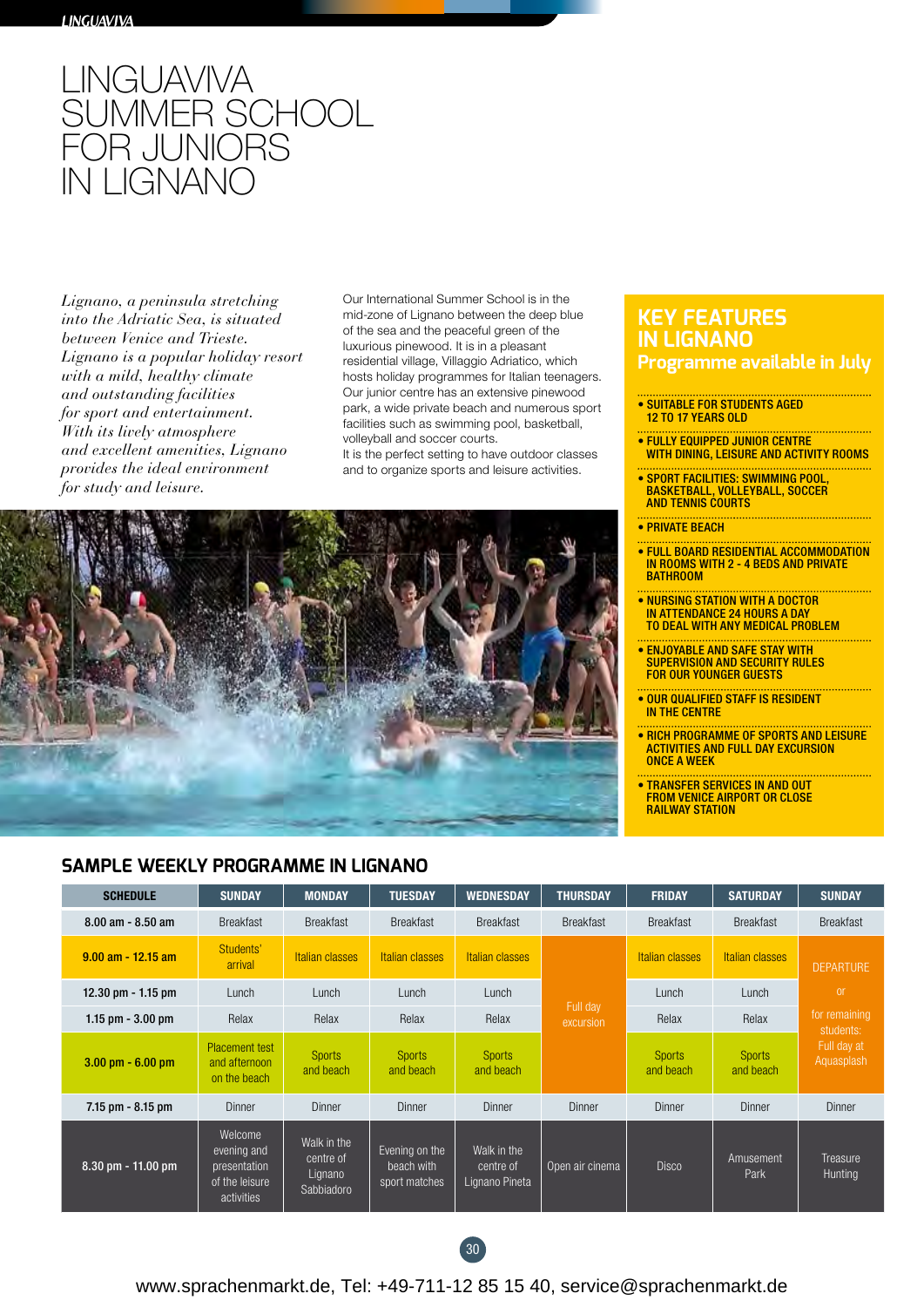# LINGUAVIVA SUMMER SCHOOL FOR JUNIORS IN LIGNANO

*Lignano, a peninsula stretching into the Adriatic Sea, is situated between Venice and Trieste. Lignano is a popular holiday resort with a mild, healthy climate and outstanding facilities for sport and entertainment. With its lively atmosphere and excellent amenities, Lignano provides the ideal environment for study and leisure.*

Our International Summer School is in the mid-zone of Lignano between the deep blue of the sea and the peaceful green of the luxurious pinewood. It is in a pleasant residential village, Villaggio Adriatico, which hosts holiday programmes for Italian teenagers. Our junior centre has an extensive pinewood park, a wide private beach and numerous sport facilities such as swimming pool, basketball, volleyball and soccer courts.
It is the perfect setting to have outdoor classes and to organize sports and leisure activities.

## KEY FEATURES IN LIGNANO
### Programme available in July

- SUITABLE FOR STUDENTS AGED 12 TO 17 YEARS OLD
- FULLY EQUIPPED JUNIOR CENTRE WITH DINING, LEISURE AND ACTIVITY ROOMS
- SPORT FACILITIES: SWIMMING POOL, BASKETBALL, VOLLEYBALL, SOCCER AND TENNIS COURTS
- PRIVATE BEACH
- FULL BOARD RESIDENTIAL ACCOMMODATION IN ROOMS WITH 2 - 4 BEDS AND PRIVATE BATHROOM
- NURSING STATION WITH A DOCTOR IN ATTENDANCE 24 HOURS A DAY TO DEAL WITH ANY MEDICAL PROBLEM
- ENJOYABLE AND SAFE STAY WITH SUPERVISION AND SECURITY RULES FOR OUR YOUNGER GUESTS
- OUR QUALIFIED STAFF IS RESIDENT IN THE CENTRE
- RICH PROGRAMME OF SPORTS AND LEISURE ACTIVITIES AND FULL DAY EXCURSION ONCE A WEEK
- TRANSFER SERVICES IN AND OUT FROM VENICE AIRPORT OR CLOSE RAILWAY STATION

## SAMPLE WEEKLY PROGRAMME IN LIGNANO

| SCHEDULE | SUNDAY | MONDAY | TUESDAY | WEDNESDAY | THURSDAY | FRIDAY | SATURDAY | SUNDAY |
|---|---|---|---|---|---|---|---|---|
| 8.00 am - 8.50 am | Breakfast | Breakfast | Breakfast | Breakfast | Breakfast | Breakfast | Breakfast | Breakfast |
| 9.00 am - 12.15 am | Students' arrival | Italian classes | Italian classes | Italian classes | Full day excursion | Italian classes | Italian classes | DEPARTURE or for remaining students: Full day at Aquasplash |
| 12.30 pm - 1.15 pm | Lunch | Lunch | Lunch | Lunch | | Lunch | Lunch | |
| 1.15 pm - 3.00 pm | Relax | Relax | Relax | Relax | | Relax | Relax | |
| 3.00 pm - 6.00 pm | Placement test and afternoon on the beach | Sports and beach | Sports and beach | Sports and beach | | Sports and beach | Sports and beach | |
| 7.15 pm - 8.15 pm | Dinner | Dinner | Dinner | Dinner | Dinner | Dinner | Dinner | Dinner |
| 8.30 pm - 11.00 pm | Welcome evening and presentation of the leisure activities | Walk in the centre of Lignano Sabbiadoro | Evening on the beach with sport matches | Walk in the centre of Lignano Pineta | Open air cinema | Disco | Amusement Park | Treasure Hunting |

www.sprachenmarkt.de, Tel: +49-711-12 85 15 40, service@sprachenmarkt.de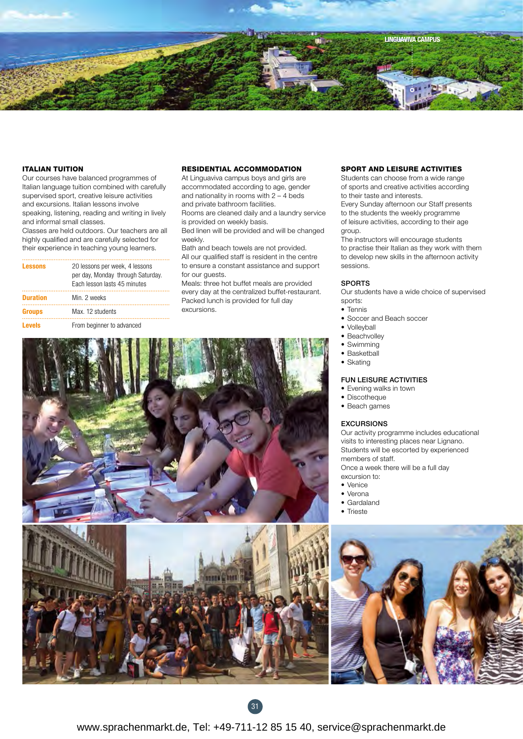LINGUAVIVA CAMPUS

## ITALIAN TUITION

Our courses have balanced programmes of Italian language tuition combined with carefully supervised sport, creative leisure activities and excursions. Italian lessons involve speaking, listening, reading and writing in lively and informal small classes.
Classes are held outdoors. Our teachers are all highly qualified and are carefully selected for their experience in teaching young learners.

| | |
|---|---|
| **Lessons** | 20 lessons per week, 4 lessons per day, Monday through Saturday. Each lesson lasts 45 minutes |
| **Duration** | Min. 2 weeks |
| **Groups** | Max. 12 students |
| **Levels** | From beginner to advanced |

## RESIDENTIAL ACCOMMODATION

At Linguaviva campus boys and girls are accommodated according to age, gender and nationality in rooms with 2 – 4 beds and private bathroom facilities.
Rooms are cleaned daily and a laundry service is provided on weekly basis.
Bed linen will be provided and will be changed weekly.
Bath and beach towels are not provided.
All our qualified staff is resident in the centre to ensure a constant assistance and support for our guests.
Meals: three hot buffet meals are provided every day at the centralized buffet-restaurant.
Packed lunch is provided for full day excursions.

## SPORT AND LEISURE ACTIVITIES

Students can choose from a wide range of sports and creative activities according to their taste and interests.
Every Sunday afternoon our Staff presents to the students the weekly programme of leisure activities, according to their age group.
The instructors will encourage students to practise their Italian as they work with them to develop new skills in the afternoon activity sessions.

### SPORTS

Our students have a wide choice of supervised sports:

- Tennis
- Soccer and Beach soccer
- Volleyball
- Beachvolley
- Swimming
- Basketball
- Skating

### FUN LEISURE ACTIVITIES

- Evening walks in town
- Discotheque
- Beach games

### EXCURSIONS

Our activity programme includes educational visits to interesting places near Lignano. Students will be escorted by experienced members of staff.
Once a week there will be a full day excursion to:

- Venice
- Verona
- Gardaland
- Trieste

www.sprachenmarkt.de, Tel: +49-711-12 85 15 40, service@sprachenmarkt.de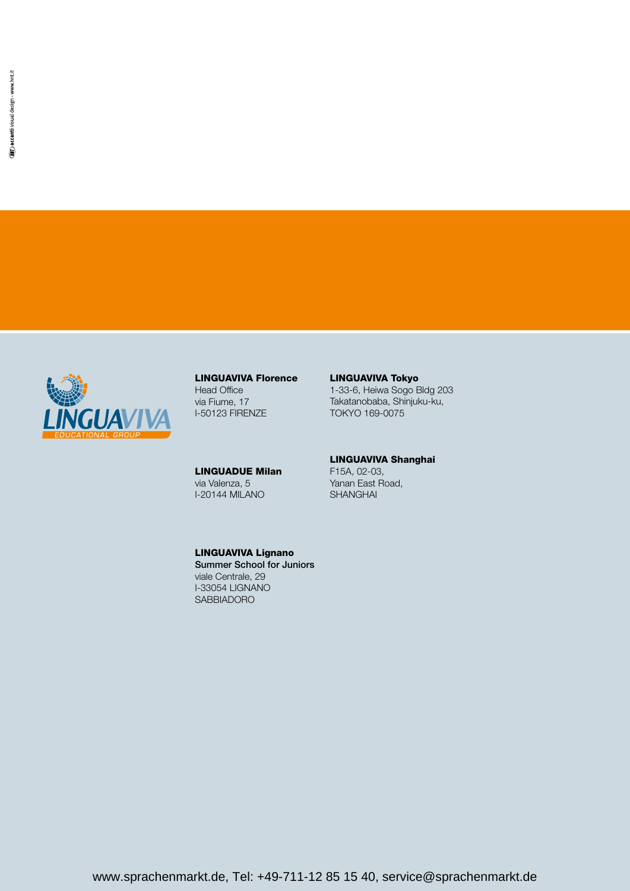LINGUAVIVA
EDUCATIONAL GROUP

**LINGUAVIVA Florence**
Head Office
via Fiume, 17
I-50123 FIRENZE

**LINGUAVIVA Tokyo**
1-33-6, Heiwa Sogo Bldg 203
Takatanobaba, Shinjuku-ku,
TOKYO 169-0075

**LINGUADUE Milan**
via Valenza, 5
I-20144 MILANO

**LINGUAVIVA Shanghai**
F15A, 02-03,
Yanan East Road,
SHANGHAI

**LINGUAVIVA Lignano**
**Summer School for Juniors**
viale Centrale, 29
I-33054 LIGNANO
SABBIADORO

www.sprachenmarkt.de, Tel: +49-711-12 85 15 40, service@sprachenmarkt.de